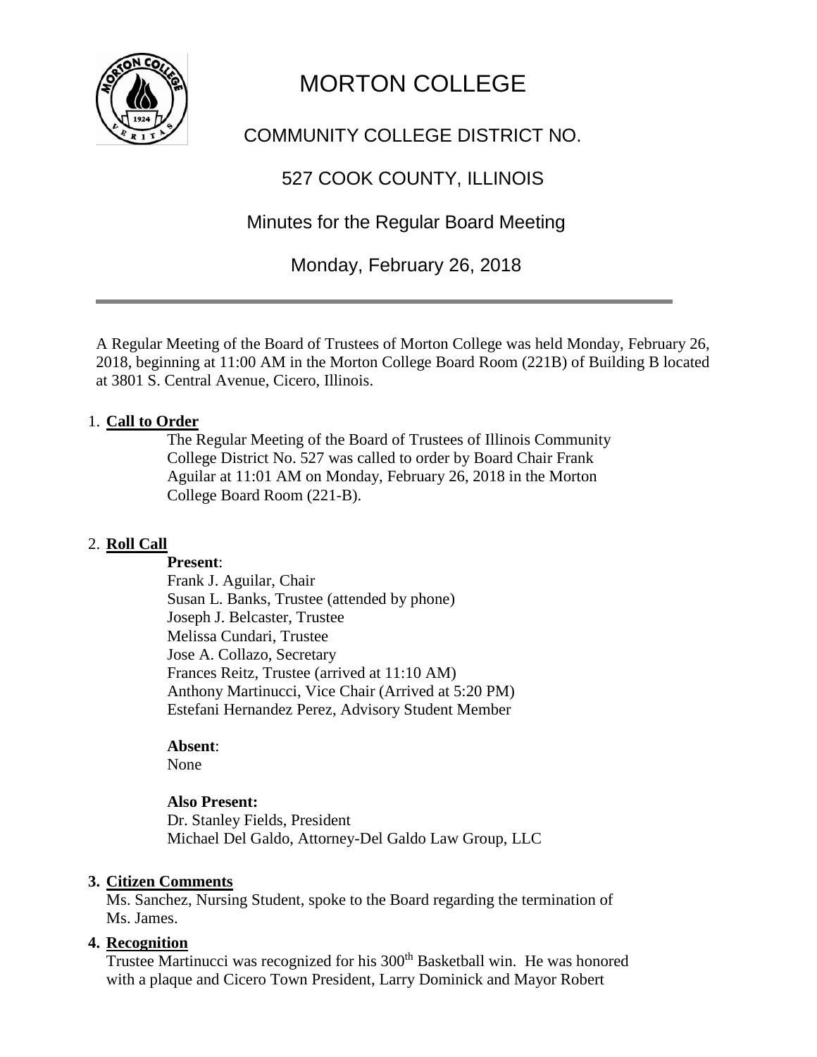# MORTON COLLEGE

## COMMUNITY COLLEGE DISTRICT NO.

## 527 COOK COUNTY, ILLINOIS

## Minutes for the Regular Board Meeting

## Monday, February 26, 2018

---

A Regular Meeting of the Board of Trustees of Morton College was held Monday, February 26, 2018, beginning at 11:00 AM in the Morton College Board Room (221B) of Building B located at 3801 S. Central Avenue, Cicero, Illinois.

1. **Call to Order**

   The Regular Meeting of the Board of Trustees of Illinois Community College District No. 527 was called to order by Board Chair Frank Aguilar at 11:01 AM on Monday, February 26, 2018 in the Morton College Board Room (221-B).

2. **Roll Call**

   **Present**:
   Frank J. Aguilar, Chair
   Susan L. Banks, Trustee (attended by phone)
   Joseph J. Belcaster, Trustee
   Melissa Cundari, Trustee
   Jose A. Collazo, Secretary
   Frances Reitz, Trustee (arrived at 11:10 AM)
   Anthony Martinucci, Vice Chair (Arrived at 5:20 PM)
   Estefani Hernandez Perez, Advisory Student Member

   **Absent**:
   None

   **Also Present:**
   Dr. Stanley Fields, President
   Michael Del Galdo, Attorney-Del Galdo Law Group, LLC

3. **Citizen Comments**

   Ms. Sanchez, Nursing Student, spoke to the Board regarding the termination of Ms. James.

4. **Recognition**

   Trustee Martinucci was recognized for his 300th Basketball win. He was honored with a plaque and Cicero Town President, Larry Dominick and Mayor Robert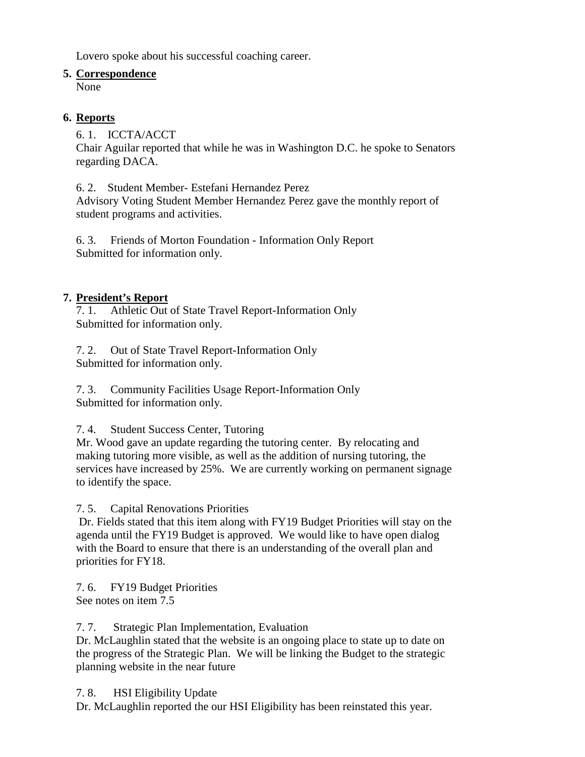Lovero spoke about his successful coaching career.

**5. Correspondence**

None

**6. Reports**

6. 1. ICCTA/ACCT

Chair Aguilar reported that while he was in Washington D.C. he spoke to Senators regarding DACA.

6. 2. Student Member- Estefani Hernandez Perez

Advisory Voting Student Member Hernandez Perez gave the monthly report of student programs and activities.

6. 3. Friends of Morton Foundation - Information Only Report

Submitted for information only.

**7. President's Report**

7. 1. Athletic Out of State Travel Report-Information Only

Submitted for information only.

7. 2. Out of State Travel Report-Information Only

Submitted for information only.

7. 3. Community Facilities Usage Report-Information Only

Submitted for information only.

7. 4. Student Success Center, Tutoring

Mr. Wood gave an update regarding the tutoring center. By relocating and making tutoring more visible, as well as the addition of nursing tutoring, the services have increased by 25%. We are currently working on permanent signage to identify the space.

7. 5. Capital Renovations Priorities

Dr. Fields stated that this item along with FY19 Budget Priorities will stay on the agenda until the FY19 Budget is approved. We would like to have open dialog with the Board to ensure that there is an understanding of the overall plan and priorities for FY18.

7. 6. FY19 Budget Priorities

See notes on item 7.5

7. 7. Strategic Plan Implementation, Evaluation

Dr. McLaughlin stated that the website is an ongoing place to state up to date on the progress of the Strategic Plan. We will be linking the Budget to the strategic planning website in the near future

7. 8. HSI Eligibility Update

Dr. McLaughlin reported the our HSI Eligibility has been reinstated this year.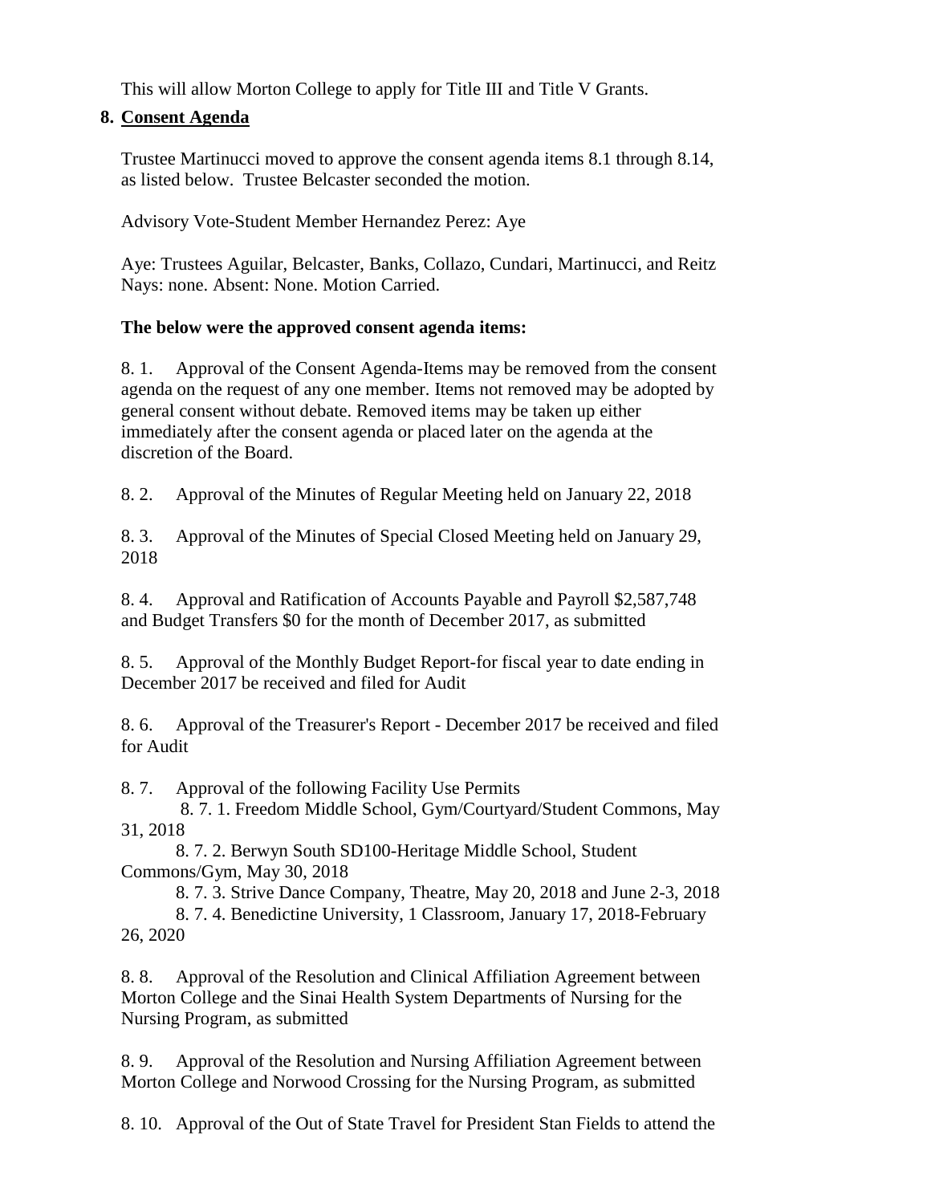This will allow Morton College to apply for Title III and Title V Grants.

## 8. Consent Agenda

Trustee Martinucci moved to approve the consent agenda items 8.1 through 8.14, as listed below. Trustee Belcaster seconded the motion.

Advisory Vote-Student Member Hernandez Perez: Aye

Aye: Trustees Aguilar, Belcaster, Banks, Collazo, Cundari, Martinucci, and Reitz Nays: none. Absent: None. Motion Carried.

**The below were the approved consent agenda items:**

8. 1. Approval of the Consent Agenda-Items may be removed from the consent agenda on the request of any one member. Items not removed may be adopted by general consent without debate. Removed items may be taken up either immediately after the consent agenda or placed later on the agenda at the discretion of the Board.

8. 2. Approval of the Minutes of Regular Meeting held on January 22, 2018

8. 3. Approval of the Minutes of Special Closed Meeting held on January 29, 2018

8. 4. Approval and Ratification of Accounts Payable and Payroll $2,587,748 and Budget Transfers $0 for the month of December 2017, as submitted

8. 5. Approval of the Monthly Budget Report-for fiscal year to date ending in December 2017 be received and filed for Audit

8. 6. Approval of the Treasurer's Report - December 2017 be received and filed for Audit

8. 7. Approval of the following Facility Use Permits

- 8. 7. 1. Freedom Middle School, Gym/Courtyard/Student Commons, May 31, 2018
- 8. 7. 2. Berwyn South SD100-Heritage Middle School, Student Commons/Gym, May 30, 2018
- 8. 7. 3. Strive Dance Company, Theatre, May 20, 2018 and June 2-3, 2018
- 8. 7. 4. Benedictine University, 1 Classroom, January 17, 2018-February 26, 2020

8. 8. Approval of the Resolution and Clinical Affiliation Agreement between Morton College and the Sinai Health System Departments of Nursing for the Nursing Program, as submitted

8. 9. Approval of the Resolution and Nursing Affiliation Agreement between Morton College and Norwood Crossing for the Nursing Program, as submitted

8. 10. Approval of the Out of State Travel for President Stan Fields to attend the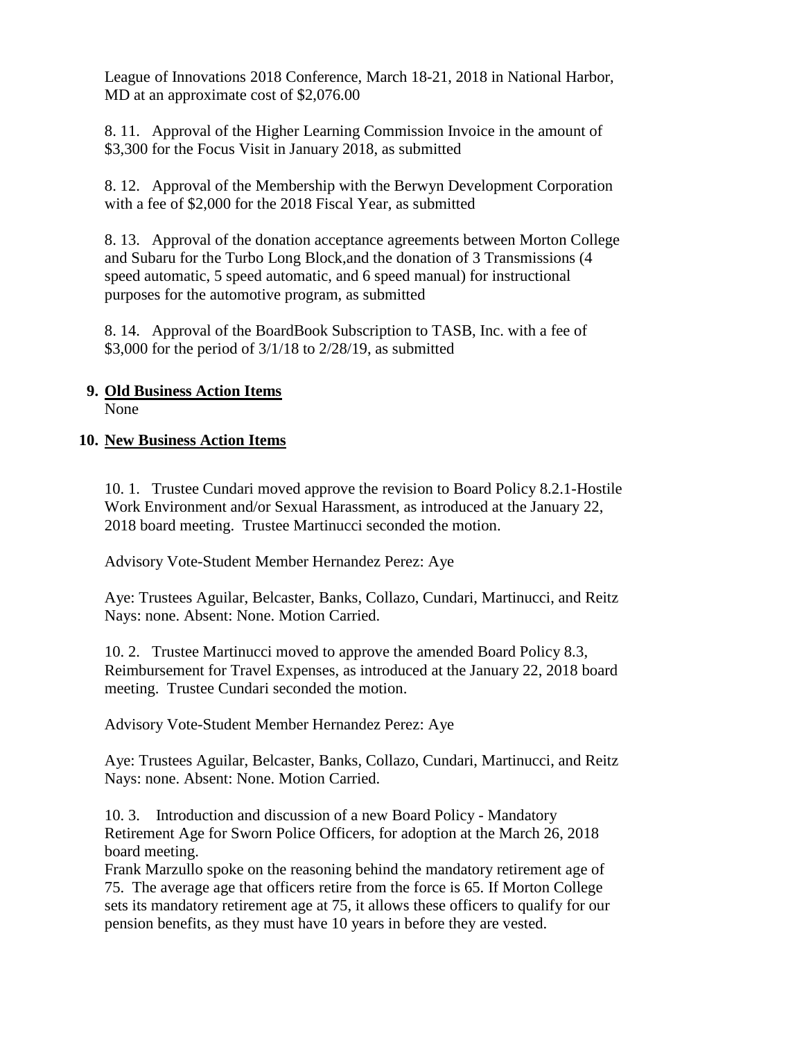League of Innovations 2018 Conference, March 18-21, 2018 in National Harbor, MD at an approximate cost of $2,076.00

8. 11. Approval of the Higher Learning Commission Invoice in the amount of $3,300 for the Focus Visit in January 2018, as submitted

8. 12. Approval of the Membership with the Berwyn Development Corporation with a fee of $2,000 for the 2018 Fiscal Year, as submitted

8. 13. Approval of the donation acceptance agreements between Morton College and Subaru for the Turbo Long Block,and the donation of 3 Transmissions (4 speed automatic, 5 speed automatic, and 6 speed manual) for instructional purposes for the automotive program, as submitted

8. 14. Approval of the BoardBook Subscription to TASB, Inc. with a fee of $3,000 for the period of 3/1/18 to 2/28/19, as submitted

## 9. Old Business Action Items

None

## 10. New Business Action Items

10. 1. Trustee Cundari moved approve the revision to Board Policy 8.2.1-Hostile Work Environment and/or Sexual Harassment, as introduced at the January 22, 2018 board meeting. Trustee Martinucci seconded the motion.

Advisory Vote-Student Member Hernandez Perez: Aye

Aye: Trustees Aguilar, Belcaster, Banks, Collazo, Cundari, Martinucci, and Reitz Nays: none. Absent: None. Motion Carried.

10. 2. Trustee Martinucci moved to approve the amended Board Policy 8.3, Reimbursement for Travel Expenses, as introduced at the January 22, 2018 board meeting. Trustee Cundari seconded the motion.

Advisory Vote-Student Member Hernandez Perez: Aye

Aye: Trustees Aguilar, Belcaster, Banks, Collazo, Cundari, Martinucci, and Reitz Nays: none. Absent: None. Motion Carried.

10. 3. Introduction and discussion of a new Board Policy - Mandatory Retirement Age for Sworn Police Officers, for adoption at the March 26, 2018 board meeting.
Frank Marzullo spoke on the reasoning behind the mandatory retirement age of 75. The average age that officers retire from the force is 65. If Morton College sets its mandatory retirement age at 75, it allows these officers to qualify for our pension benefits, as they must have 10 years in before they are vested.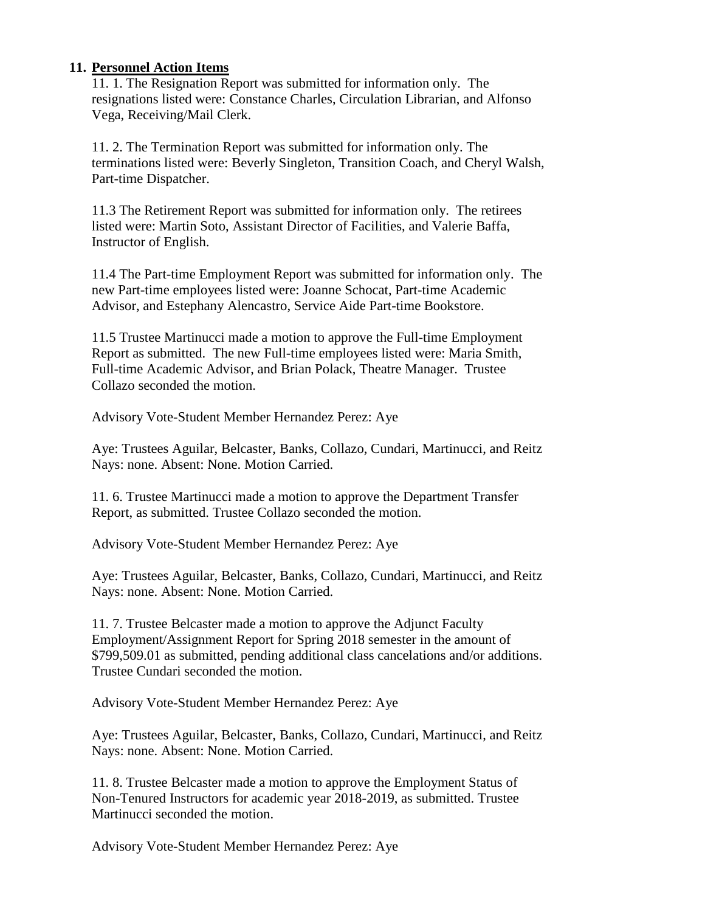## 11. Personnel Action Items

11. 1. The Resignation Report was submitted for information only. The resignations listed were: Constance Charles, Circulation Librarian, and Alfonso Vega, Receiving/Mail Clerk.

11. 2. The Termination Report was submitted for information only. The terminations listed were: Beverly Singleton, Transition Coach, and Cheryl Walsh, Part-time Dispatcher.

11.3 The Retirement Report was submitted for information only. The retirees listed were: Martin Soto, Assistant Director of Facilities, and Valerie Baffa, Instructor of English.

11.4 The Part-time Employment Report was submitted for information only. The new Part-time employees listed were: Joanne Schocat, Part-time Academic Advisor, and Estephany Alencastro, Service Aide Part-time Bookstore.

11.5 Trustee Martinucci made a motion to approve the Full-time Employment Report as submitted. The new Full-time employees listed were: Maria Smith, Full-time Academic Advisor, and Brian Polack, Theatre Manager. Trustee Collazo seconded the motion.

Advisory Vote-Student Member Hernandez Perez: Aye

Aye: Trustees Aguilar, Belcaster, Banks, Collazo, Cundari, Martinucci, and Reitz
Nays: none. Absent: None. Motion Carried.

11. 6. Trustee Martinucci made a motion to approve the Department Transfer Report, as submitted. Trustee Collazo seconded the motion.

Advisory Vote-Student Member Hernandez Perez: Aye

Aye: Trustees Aguilar, Belcaster, Banks, Collazo, Cundari, Martinucci, and Reitz
Nays: none. Absent: None. Motion Carried.

11. 7. Trustee Belcaster made a motion to approve the Adjunct Faculty Employment/Assignment Report for Spring 2018 semester in the amount of $799,509.01 as submitted, pending additional class cancelations and/or additions. Trustee Cundari seconded the motion.

Advisory Vote-Student Member Hernandez Perez: Aye

Aye: Trustees Aguilar, Belcaster, Banks, Collazo, Cundari, Martinucci, and Reitz
Nays: none. Absent: None. Motion Carried.

11. 8. Trustee Belcaster made a motion to approve the Employment Status of Non-Tenured Instructors for academic year 2018-2019, as submitted. Trustee Martinucci seconded the motion.

Advisory Vote-Student Member Hernandez Perez: Aye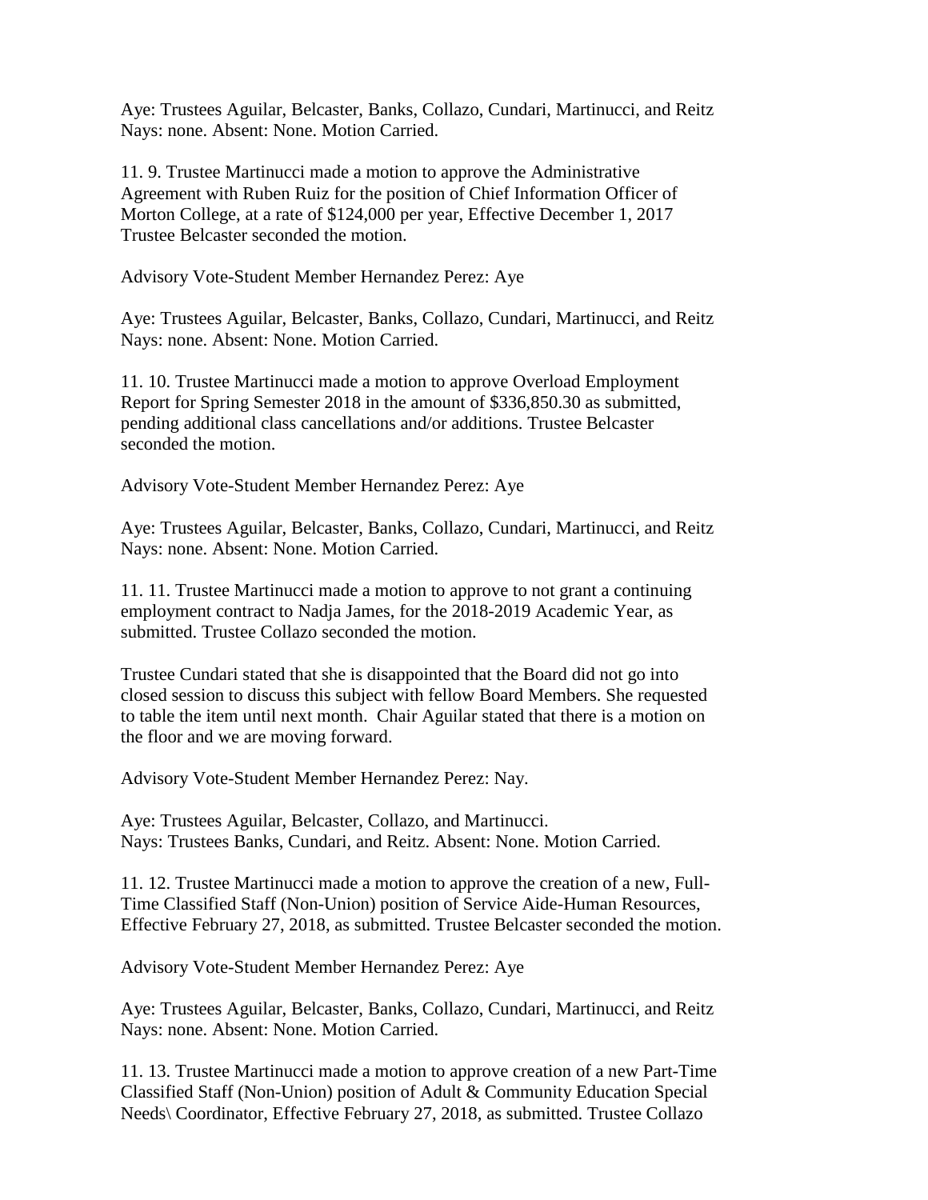Aye: Trustees Aguilar, Belcaster, Banks, Collazo, Cundari, Martinucci, and Reitz
Nays: none. Absent: None. Motion Carried.

11. 9. Trustee Martinucci made a motion to approve the Administrative Agreement with Ruben Ruiz for the position of Chief Information Officer of Morton College, at a rate of $124,000 per year, Effective December 1, 2017 Trustee Belcaster seconded the motion.

Advisory Vote-Student Member Hernandez Perez: Aye

Aye: Trustees Aguilar, Belcaster, Banks, Collazo, Cundari, Martinucci, and Reitz
Nays: none. Absent: None. Motion Carried.

11. 10. Trustee Martinucci made a motion to approve Overload Employment Report for Spring Semester 2018 in the amount of $336,850.30 as submitted, pending additional class cancellations and/or additions. Trustee Belcaster seconded the motion.

Advisory Vote-Student Member Hernandez Perez: Aye

Aye: Trustees Aguilar, Belcaster, Banks, Collazo, Cundari, Martinucci, and Reitz
Nays: none. Absent: None. Motion Carried.

11. 11. Trustee Martinucci made a motion to approve to not grant a continuing employment contract to Nadja James, for the 2018-2019 Academic Year, as submitted. Trustee Collazo seconded the motion.

Trustee Cundari stated that she is disappointed that the Board did not go into closed session to discuss this subject with fellow Board Members. She requested to table the item until next month. Chair Aguilar stated that there is a motion on the floor and we are moving forward.

Advisory Vote-Student Member Hernandez Perez: Nay.

Aye: Trustees Aguilar, Belcaster, Collazo, and Martinucci.
Nays: Trustees Banks, Cundari, and Reitz. Absent: None. Motion Carried.

11. 12. Trustee Martinucci made a motion to approve the creation of a new, Full-Time Classified Staff (Non-Union) position of Service Aide-Human Resources, Effective February 27, 2018, as submitted. Trustee Belcaster seconded the motion.

Advisory Vote-Student Member Hernandez Perez: Aye

Aye: Trustees Aguilar, Belcaster, Banks, Collazo, Cundari, Martinucci, and Reitz
Nays: none. Absent: None. Motion Carried.

11. 13. Trustee Martinucci made a motion to approve creation of a new Part-Time Classified Staff (Non-Union) position of Adult & Community Education Special Needs\ Coordinator, Effective February 27, 2018, as submitted. Trustee Collazo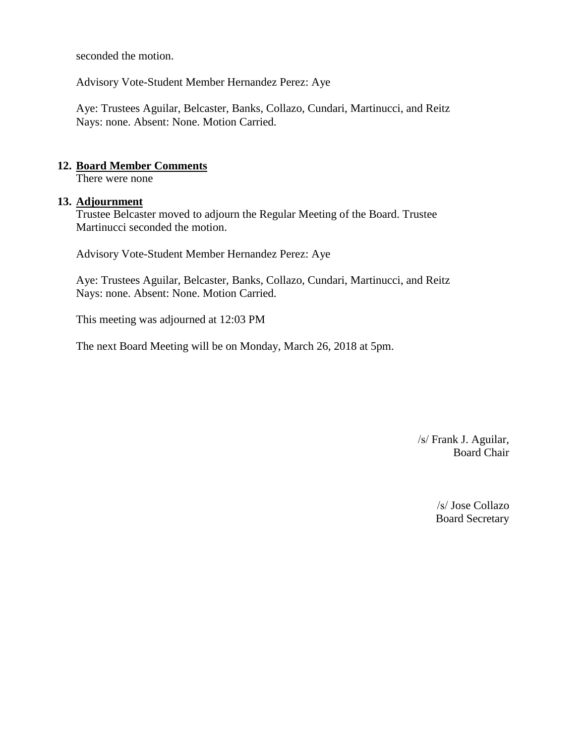seconded the motion.

Advisory Vote-Student Member Hernandez Perez: Aye

Aye: Trustees Aguilar, Belcaster, Banks, Collazo, Cundari, Martinucci, and Reitz
Nays: none. Absent: None. Motion Carried.

**12. Board Member Comments**

There were none

**13. Adjournment**

Trustee Belcaster moved to adjourn the Regular Meeting of the Board. Trustee Martinucci seconded the motion.

Advisory Vote-Student Member Hernandez Perez: Aye

Aye: Trustees Aguilar, Belcaster, Banks, Collazo, Cundari, Martinucci, and Reitz
Nays: none. Absent: None. Motion Carried.

This meeting was adjourned at 12:03 PM

The next Board Meeting will be on Monday, March 26, 2018 at 5pm.

/s/ Frank J. Aguilar,
Board Chair

/s/ Jose Collazo
Board Secretary